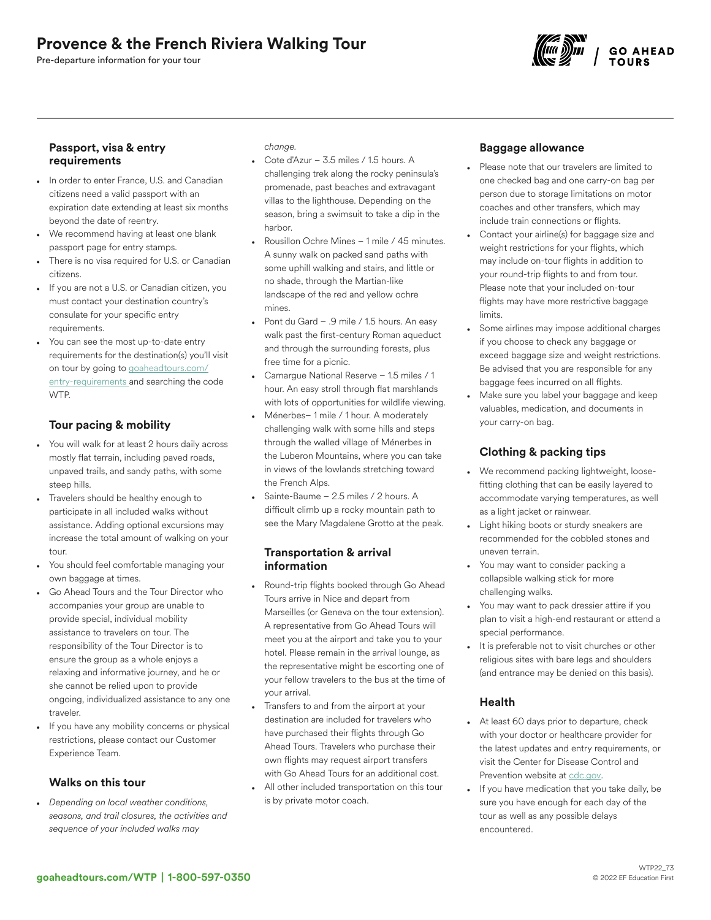# Provence & the French Riviera Walking Tour

Pre-departure information for your tour

## Passport, visa & entry requirements

- In order to enter France, U.S. and Canadian citizens need a valid passport with an expiration date extending at least six months beyond the date of reentry.
- We recommend having at least one blank passport page for entry stamps.
- There is no visa required for U.S. or Canadian citizens.
- If you are not a U.S. or Canadian citizen, you must contact your destination country's consulate for your specific entry requirements.
- You can see the most up-to-date entry requirements for the destination(s) you'll visit on tour by going to goaheadtours.com/entry-requirements and searching the code WTP.

## Tour pacing & mobility

- You will walk for at least 2 hours daily across mostly flat terrain, including paved roads, unpaved trails, and sandy paths, with some steep hills.
- Travelers should be healthy enough to participate in all included walks without assistance. Adding optional excursions may increase the total amount of walking on your tour.
- You should feel comfortable managing your own baggage at times.
- Go Ahead Tours and the Tour Director who accompanies your group are unable to provide special, individual mobility assistance to travelers on tour. The responsibility of the Tour Director is to ensure the group as a whole enjoys a relaxing and informative journey, and he or she cannot be relied upon to provide ongoing, individualized assistance to any one traveler.
- If you have any mobility concerns or physical restrictions, please contact our Customer Experience Team.

## Walks on this tour

- *Depending on local weather conditions, seasons, and trail closures, the activities and sequence of your included walks may change.*
- Cote d'Azur – 3.5 miles / 1.5 hours. A challenging trek along the rocky peninsula's promenade, past beaches and extravagant villas to the lighthouse. Depending on the season, bring a swimsuit to take a dip in the harbor.
- Rousillon Ochre Mines – 1 mile / 45 minutes. A sunny walk on packed sand paths with some uphill walking and stairs, and little or no shade, through the Martian-like landscape of the red and yellow ochre mines.
- Pont du Gard – .9 mile / 1.5 hours. An easy walk past the first-century Roman aqueduct and through the surrounding forests, plus free time for a picnic.
- Camargue National Reserve – 1.5 miles / 1 hour. An easy stroll through flat marshlands with lots of opportunities for wildlife viewing.
- Ménerbes– 1 mile / 1 hour. A moderately challenging walk with some hills and steps through the walled village of Ménerbes in the Luberon Mountains, where you can take in views of the lowlands stretching toward the French Alps.
- Sainte-Baume – 2.5 miles / 2 hours. A difficult climb up a rocky mountain path to see the Mary Magdalene Grotto at the peak.

## Transportation & arrival information

- Round-trip flights booked through Go Ahead Tours arrive in Nice and depart from Marseilles (or Geneva on the tour extension). A representative from Go Ahead Tours will meet you at the airport and take you to your hotel. Please remain in the arrival lounge, as the representative might be escorting one of your fellow travelers to the bus at the time of your arrival.
- Transfers to and from the airport at your destination are included for travelers who have purchased their flights through Go Ahead Tours. Travelers who purchase their own flights may request airport transfers with Go Ahead Tours for an additional cost.
- All other included transportation on this tour is by private motor coach.

## Baggage allowance

- Please note that our travelers are limited to one checked bag and one carry-on bag per person due to storage limitations on motor coaches and other transfers, which may include train connections or flights.
- Contact your airline(s) for baggage size and weight restrictions for your flights, which may include on-tour flights in addition to your round-trip flights to and from tour. Please note that your included on-tour flights may have more restrictive baggage limits.
- Some airlines may impose additional charges if you choose to check any baggage or exceed baggage size and weight restrictions. Be advised that you are responsible for any baggage fees incurred on all flights.
- Make sure you label your baggage and keep valuables, medication, and documents in your carry-on bag.

## Clothing & packing tips

- We recommend packing lightweight, loose-fitting clothing that can be easily layered to accommodate varying temperatures, as well as a light jacket or rainwear.
- Light hiking boots or sturdy sneakers are recommended for the cobbled stones and uneven terrain.
- You may want to consider packing a collapsible walking stick for more challenging walks.
- You may want to pack dressier attire if you plan to visit a high-end restaurant or attend a special performance.
- It is preferable not to visit churches or other religious sites with bare legs and shoulders (and entrance may be denied on this basis).

## Health

- At least 60 days prior to departure, check with your doctor or healthcare provider for the latest updates and entry requirements, or visit the Center for Disease Control and Prevention website at cdc.gov.
- If you have medication that you take daily, be sure you have enough for each day of the tour as well as any possible delays encountered.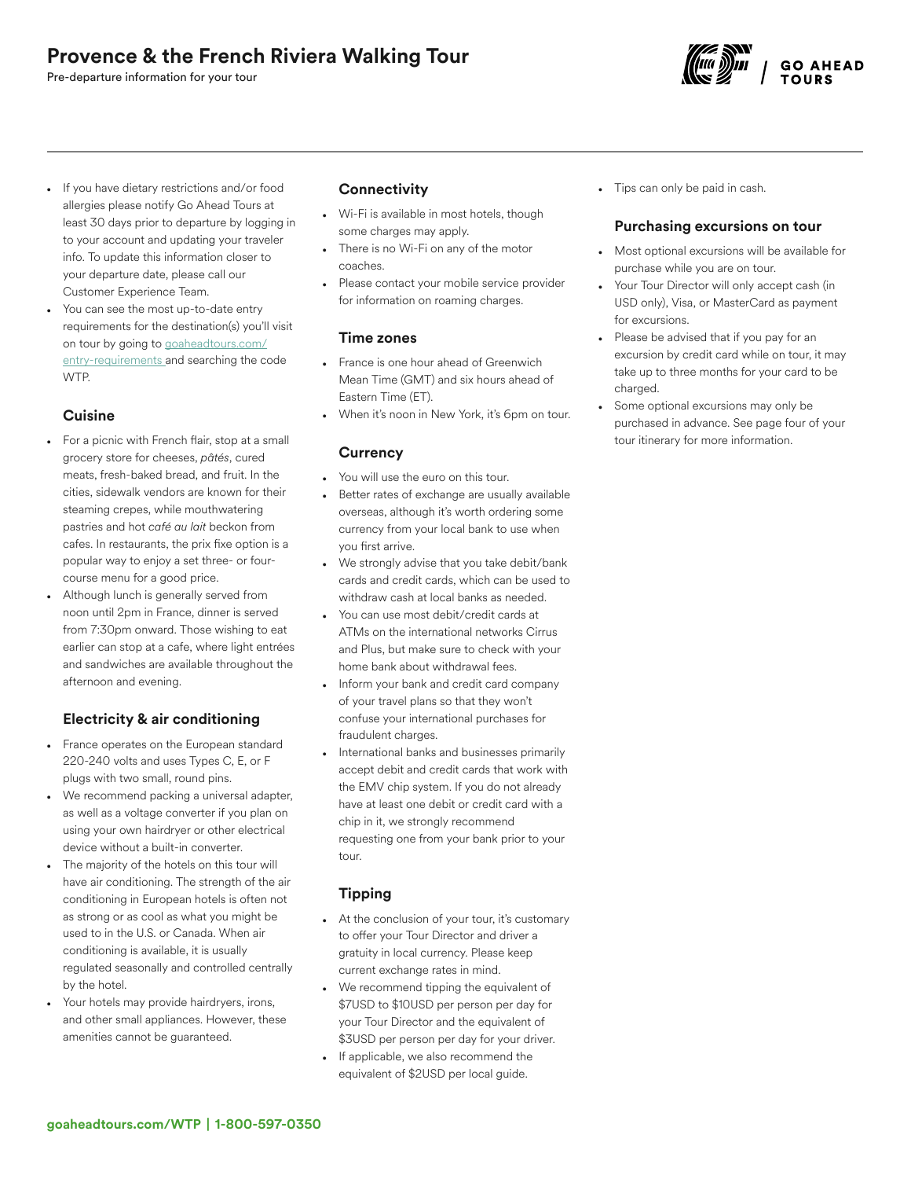- If you have dietary restrictions and/or food allergies please notify Go Ahead Tours at least 30 days prior to departure by logging in to your account and updating your traveler info. To update this information closer to your departure date, please call our Customer Experience Team.
- You can see the most up-to-date entry requirements for the destination(s) you'll visit on tour by going to goaheadtours.com/entry-requirements and searching the code WTP.

### Cuisine

- For a picnic with French flair, stop at a small grocery store for cheeses, *pâtés*, cured meats, fresh-baked bread, and fruit. In the cities, sidewalk vendors are known for their steaming crepes, while mouthwatering pastries and hot *café au lait* beckon from cafes. In restaurants, the prix fixe option is a popular way to enjoy a set three- or four-course menu for a good price.
- Although lunch is generally served from noon until 2pm in France, dinner is served from 7:30pm onward. Those wishing to eat earlier can stop at a cafe, where light entrées and sandwiches are available throughout the afternoon and evening.

### Electricity & air conditioning

- France operates on the European standard 220-240 volts and uses Types C, E, or F plugs with two small, round pins.
- We recommend packing a universal adapter, as well as a voltage converter if you plan on using your own hairdryer or other electrical device without a built-in converter.
- The majority of the hotels on this tour will have air conditioning. The strength of the air conditioning in European hotels is often not as strong or as cool as what you might be used to in the U.S. or Canada. When air conditioning is available, it is usually regulated seasonally and controlled centrally by the hotel.
- Your hotels may provide hairdryers, irons, and other small appliances. However, these amenities cannot be guaranteed.

### Connectivity

- Wi-Fi is available in most hotels, though some charges may apply.
- There is no Wi-Fi on any of the motor coaches.
- Please contact your mobile service provider for information on roaming charges.

### Time zones

- France is one hour ahead of Greenwich Mean Time (GMT) and six hours ahead of Eastern Time (ET).
- When it's noon in New York, it's 6pm on tour.

### Currency

- You will use the euro on this tour.
- Better rates of exchange are usually available overseas, although it's worth ordering some currency from your local bank to use when you first arrive.
- We strongly advise that you take debit/bank cards and credit cards, which can be used to withdraw cash at local banks as needed.
- You can use most debit/credit cards at ATMs on the international networks Cirrus and Plus, but make sure to check with your home bank about withdrawal fees.
- Inform your bank and credit card company of your travel plans so that they won't confuse your international purchases for fraudulent charges.
- International banks and businesses primarily accept debit and credit cards that work with the EMV chip system. If you do not already have at least one debit or credit card with a chip in it, we strongly recommend requesting one from your bank prior to your tour.

### Tipping

- At the conclusion of your tour, it's customary to offer your Tour Director and driver a gratuity in local currency. Please keep current exchange rates in mind.
- We recommend tipping the equivalent of $7USD to $10USD per person per day for your Tour Director and the equivalent of $3USD per person per day for your driver.
- If applicable, we also recommend the equivalent of $2USD per local guide.
- Tips can only be paid in cash.

### Purchasing excursions on tour

- Most optional excursions will be available for purchase while you are on tour.
- Your Tour Director will only accept cash (in USD only), Visa, or MasterCard as payment for excursions.
- Please be advised that if you pay for an excursion by credit card while on tour, it may take up to three months for your card to be charged.
- Some optional excursions may only be purchased in advance. See page four of your tour itinerary for more information.